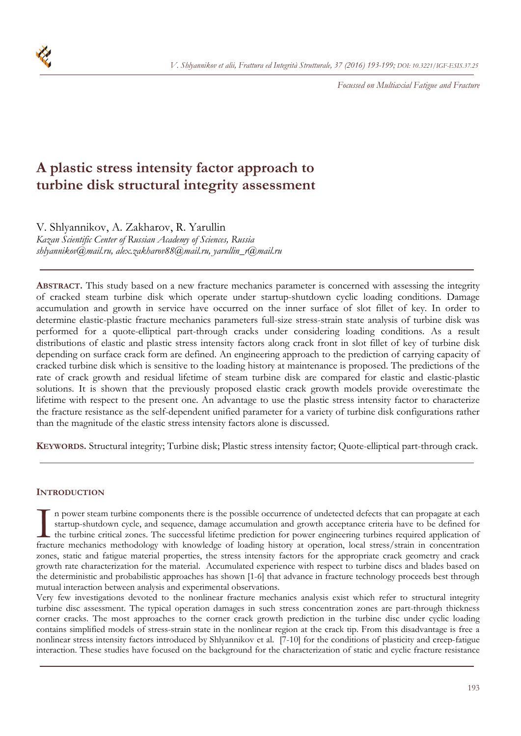*Focussed on Multiaxial Fatigue and Fracture*

# A plastic stress intensity factor approach to turbine disk structural integrity assessment

V. Shlyannikov, A. Zakharov, R. Yarullin
*Kazan Scientific Center of Russian Academy of Sciences, Russia*
*shlyannikov@mail.ru, alex.zakharov88@mail.ru, yarullin_r@mail.ru*

---

**ABSTRACT.** This study based on a new fracture mechanics parameter is concerned with assessing the integrity of cracked steam turbine disk which operate under startup-shutdown cyclic loading conditions. Damage accumulation and growth in service have occurred on the inner surface of slot fillet of key. In order to determine elastic-plastic fracture mechanics parameters full-size stress-strain state analysis of turbine disk was performed for a quote-elliptical part-through cracks under considering loading conditions. As a result distributions of elastic and plastic stress intensity factors along crack front in slot fillet of key of turbine disk depending on surface crack form are defined. An engineering approach to the prediction of carrying capacity of cracked turbine disk which is sensitive to the loading history at maintenance is proposed. The predictions of the rate of crack growth and residual lifetime of steam turbine disk are compared for elastic and elastic-plastic solutions. It is shown that the previously proposed elastic crack growth models provide overestimate the lifetime with respect to the present one. An advantage to use the plastic stress intensity factor to characterize the fracture resistance as the self-dependent unified parameter for a variety of turbine disk configurations rather than the magnitude of the elastic stress intensity factors alone is discussed.

**KEYWORDS.** Structural integrity; Turbine disk; Plastic stress intensity factor; Quote-elliptical part-through crack.

---

## INTRODUCTION

In power steam turbine components there is the possible occurrence of undetected defects that can propagate at each startup-shutdown cycle, and sequence, damage accumulation and growth acceptance criteria have to be defined for the turbine critical zones. The successful lifetime prediction for power engineering turbines required application of fracture mechanics methodology with knowledge of loading history at operation, local stress/strain in concentration zones, static and fatigue material properties, the stress intensity factors for the appropriate crack geometry and crack growth rate characterization for the material. Accumulated experience with respect to turbine discs and blades based on the deterministic and probabilistic approaches has shown [1-6] that advance in fracture technology proceeds best through mutual interaction between analysis and experimental observations.

Very few investigations devoted to the nonlinear fracture mechanics analysis exist which refer to structural integrity turbine disc assessment. The typical operation damages in such stress concentration zones are part-through thickness corner cracks. The most approaches to the corner crack growth prediction in the turbine disc under cyclic loading contains simplified models of stress-strain state in the nonlinear region at the crack tip. From this disadvantage is free a nonlinear stress intensity factors introduced by Shlyannikov et al. [7-10] for the conditions of plasticity and creep-fatigue interaction. These studies have focused on the background for the characterization of static and cyclic fracture resistance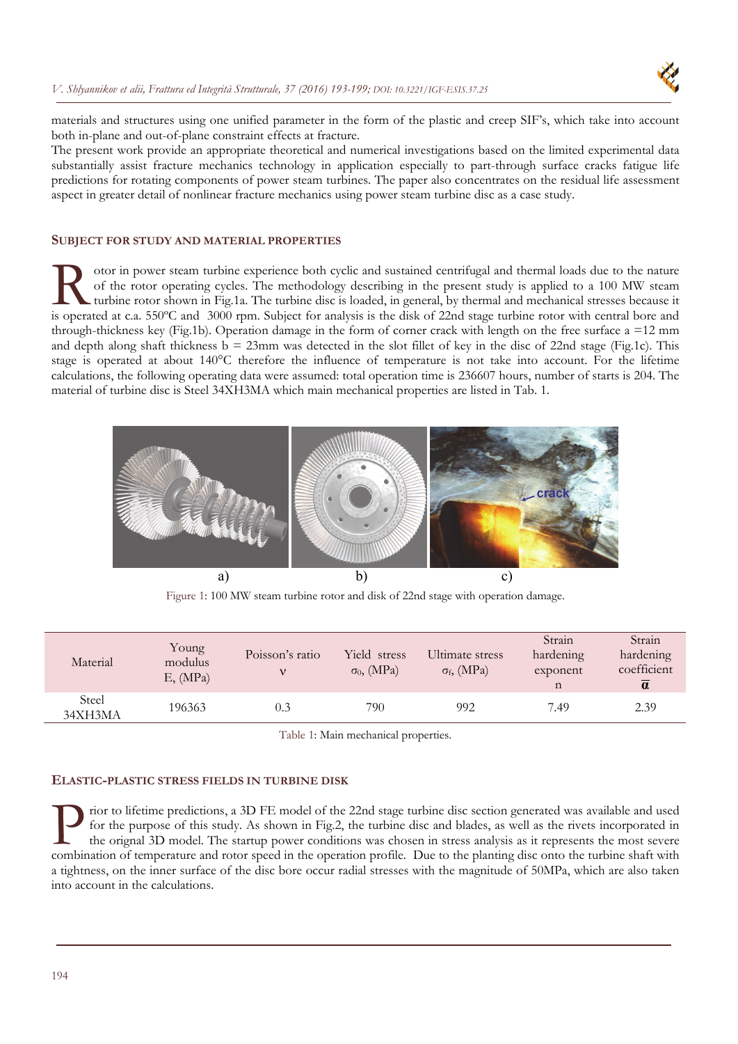materials and structures using one unified parameter in the form of the plastic and creep SIF's, which take into account both in-plane and out-of-plane constraint effects at fracture.

The present work provide an appropriate theoretical and numerical investigations based on the limited experimental data substantially assist fracture mechanics technology in application especially to part-through surface cracks fatigue life predictions for rotating components of power steam turbines. The paper also concentrates on the residual life assessment aspect in greater detail of nonlinear fracture mechanics using power steam turbine disc as a case study.

## SUBJECT FOR STUDY AND MATERIAL PROPERTIES

Rotor in power steam turbine experience both cyclic and sustained centrifugal and thermal loads due to the nature of the rotor operating cycles. The methodology describing in the present study is applied to a 100 MW steam turbine rotor shown in Fig.1a. The turbine disc is loaded, in general, by thermal and mechanical stresses because it is operated at c.a. 550ºC and 3000 rpm. Subject for analysis is the disk of 22nd stage turbine rotor with central bore and through-thickness key (Fig.1b). Operation damage in the form of corner crack with length on the free surface a =12 mm and depth along shaft thickness b = 23mm was detected in the slot fillet of key in the disc of 22nd stage (Fig.1c). This stage is operated at about 140°C therefore the influence of temperature is not take into account. For the lifetime calculations, the following operating data were assumed: total operation time is 236607 hours, number of starts is 204. The material of turbine disc is Steel 34XH3MA which main mechanical properties are listed in Tab. 1.

Figure 1: 100 MW steam turbine rotor and disk of 22nd stage with operation damage.

| Material | Young modulus E, (MPa) | Poisson's ratio $\nu$ | Yield stress $\sigma_0$, (MPa) | Ultimate stress $\sigma_f$, (MPa) | Strain hardening exponent n | Strain hardening coefficient $\overline{\alpha}$ |
|---|---|---|---|---|---|---|
| Steel 34XH3MA | 196363 | 0.3 | 790 | 992 | 7.49 | 2.39 |

Table 1: Main mechanical properties.

## ELASTIC-PLASTIC STRESS FIELDS IN TURBINE DISK

Prior to lifetime predictions, a 3D FE model of the 22nd stage turbine disc section generated was available and used for the purpose of this study. As shown in Fig.2, the turbine disc and blades, as well as the rivets incorporated in the orignal 3D model. The startup power conditions was chosen in stress analysis as it represents the most severe combination of temperature and rotor speed in the operation profile. Due to the planting disc onto the turbine shaft with a tightness, on the inner surface of the disc bore occur radial stresses with the magnitude of 50MPa, which are also taken into account in the calculations.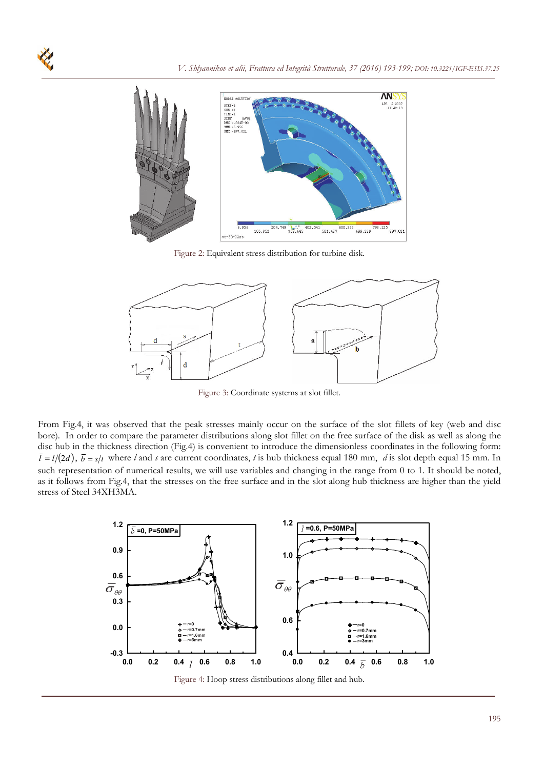Figure 2: Equivalent stress distribution for turbine disk.

Figure 3: Coordinate systems at slot fillet.

From Fig.4, it was observed that the peak stresses mainly occur on the surface of the slot fillets of key (web and disc bore). In order to compare the parameter distributions along slot fillet on the free surface of the disk as well as along the disc hub in the thickness direction (Fig.4) is convenient to introduce the dimensionless coordinates in the following form: $\bar{l} = l/(2d)$, $\bar{b} = s/t$ where $l$ and $s$ are current coordinates, $t$ is hub thickness equal 180 mm, $d$ is slot depth equal 15 mm. In such representation of numerical results, we will use variables and changing in the range from 0 to 1. It should be noted, as it follows from Fig.4, that the stresses on the free surface and in the slot along hub thickness are higher than the yield stress of Steel 34XH3MA.

Figure 4: Hoop stress distributions along fillet and hub.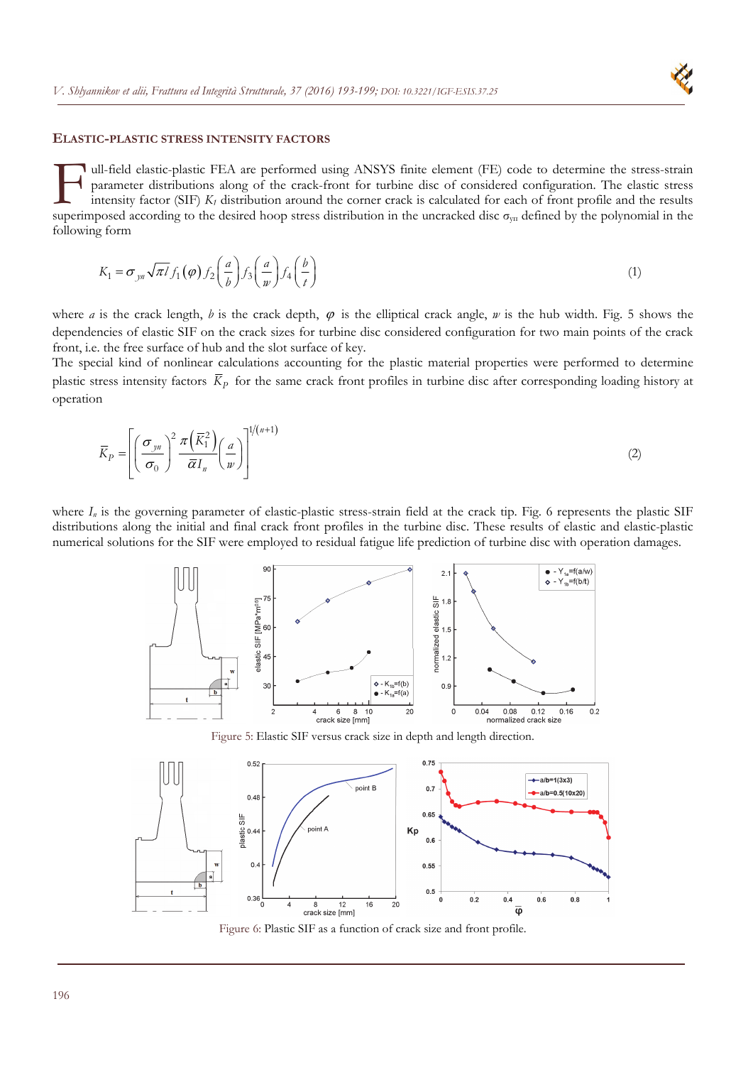## ELASTIC-PLASTIC STRESS INTENSITY FACTORS

Full-field elastic-plastic FEA are performed using ANSYS finite element (FE) code to determine the stress-strain parameter distributions along of the crack-front for turbine disc of considered configuration. The elastic stress intensity factor (SIF) $K_I$ distribution around the corner crack is calculated for each of front profile and the results superimposed according to the desired hoop stress distribution in the uncracked disc $\sigma_{yn}$ defined by the polynomial in the following form

$$K_1 = \sigma_{yn}\sqrt{\pi l}\, f_1(\varphi)\, f_2\left(\frac{a}{b}\right) f_3\left(\frac{a}{w}\right) f_4\left(\frac{b}{t}\right) \tag{1}$$

where $a$ is the crack length, $b$ is the crack depth, $\varphi$ is the elliptical crack angle, $w$ is the hub width. Fig. 5 shows the dependencies of elastic SIF on the crack sizes for turbine disc considered configuration for two main points of the crack front, i.e. the free surface of hub and the slot surface of key.

The special kind of nonlinear calculations accounting for the plastic material properties were performed to determine plastic stress intensity factors $\bar{K}_P$ for the same crack front profiles in turbine disc after corresponding loading history at operation

$$\bar{K}_P = \left[\left(\frac{\sigma_{yn}}{\sigma_0}\right)^2 \frac{\pi\left(\bar{K}_1^2\right)}{\bar{\alpha} I_n}\left(\frac{a}{w}\right)\right]^{1/(n+1)} \tag{2}$$

where $I_n$ is the governing parameter of elastic-plastic stress-strain field at the crack tip. Fig. 6 represents the plastic SIF distributions along the initial and final crack front profiles in the turbine disc. These results of elastic and elastic-plastic numerical solutions for the SIF were employed to residual fatigue life prediction of turbine disc with operation damages.

Figure 5: Elastic SIF versus crack size in depth and length direction.

Figure 6: Plastic SIF as a function of crack size and front profile.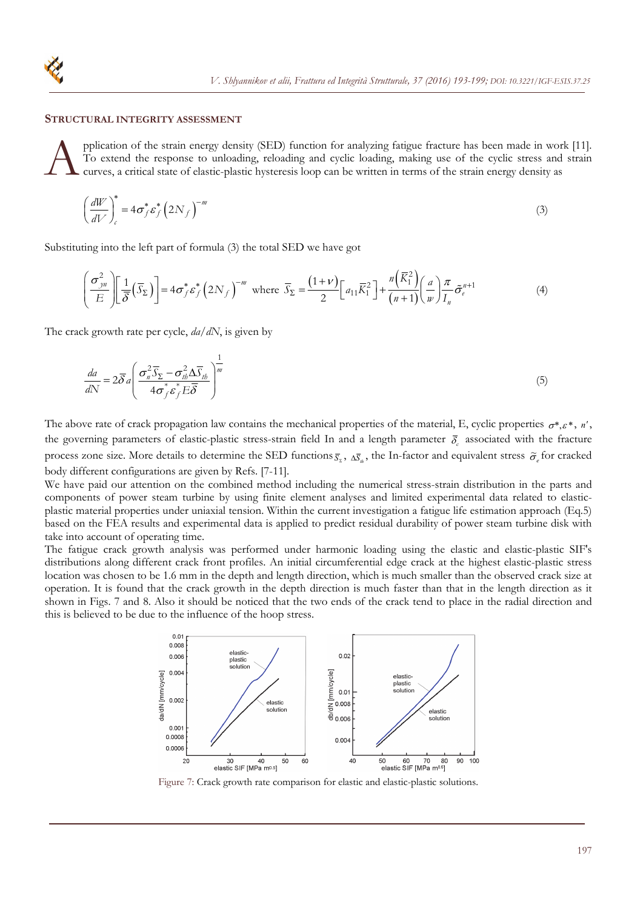## STRUCTURAL INTEGRITY ASSESSMENT

Application of the strain energy density (SED) function for analyzing fatigue fracture has been made in work [11]. To extend the response to unloading, reloading and cyclic loading, making use of the cyclic stress and strain curves, a critical state of elastic-plastic hysteresis loop can be written in terms of the strain energy density as

$$\left(\frac{dW}{dV}\right)_c^* = 4\sigma_f^* \varepsilon_f^* \left(2N_f\right)^{-m} \tag{3}$$

Substituting into the left part of formula (3) the total SED we have got

$$\left(\frac{\sigma_{yn}^2}{E}\right)\left[\frac{1}{\bar{\delta}}\left(\bar{S}_\Sigma\right)\right] = 4\sigma_f^* \varepsilon_f^* \left(2N_f\right)^{-m} \text{ where } \bar{S}_\Sigma = \frac{(1+\nu)}{2}\left[a_{11}\bar{K}_1^2\right] + \frac{n\left(\bar{K}_1^2\right)}{(n+1)}\left(\frac{a}{w}\right)\frac{\pi}{I_n}\tilde{\sigma}_e^{n+1} \tag{4}$$

The crack growth rate per cycle, $da/dN$, is given by

$$\frac{da}{dN} = 2\bar{\delta}\, a\left(\frac{\sigma_n^2 \bar{S}_\Sigma - \sigma_{th}^2 \Delta\bar{S}_{th}}{4\sigma_f^* \varepsilon_f^* E\bar{\delta}}\right)^{\frac{1}{m}} \tag{5}$$

The above rate of crack propagation law contains the mechanical properties of the material, E, cyclic properties $\sigma^*, \varepsilon^*, n'$, the governing parameters of elastic-plastic stress-strain field In and a length parameter $\bar{\delta}_c$ associated with the fracture process zone size. More details to determine the SED functions $\bar{S}_\Sigma$, $\Delta\bar{S}_{th}$, the In-factor and equivalent stress $\tilde{\sigma}_e$ for cracked body different configurations are given by Refs. [7-11].

We have paid our attention on the combined method including the numerical stress-strain distribution in the parts and components of power steam turbine by using finite element analyses and limited experimental data related to elastic-plastic material properties under uniaxial tension. Within the current investigation a fatigue life estimation approach (Eq.5) based on the FEA results and experimental data is applied to predict residual durability of power steam turbine disk with take into account of operating time.

The fatigue crack growth analysis was performed under harmonic loading using the elastic and elastic-plastic SIF's distributions along different crack front profiles. An initial circumferential edge crack at the highest elastic-plastic stress location was chosen to be 1.6 mm in the depth and length direction, which is much smaller than the observed crack size at operation. It is found that the crack growth in the depth direction is much faster than that in the length direction as it shown in Figs. 7 and 8. Also it should be noticed that the two ends of the crack tend to place in the radial direction and this is believed to be due to the influence of the hoop stress.

Figure 7: Crack growth rate comparison for elastic and elastic-plastic solutions.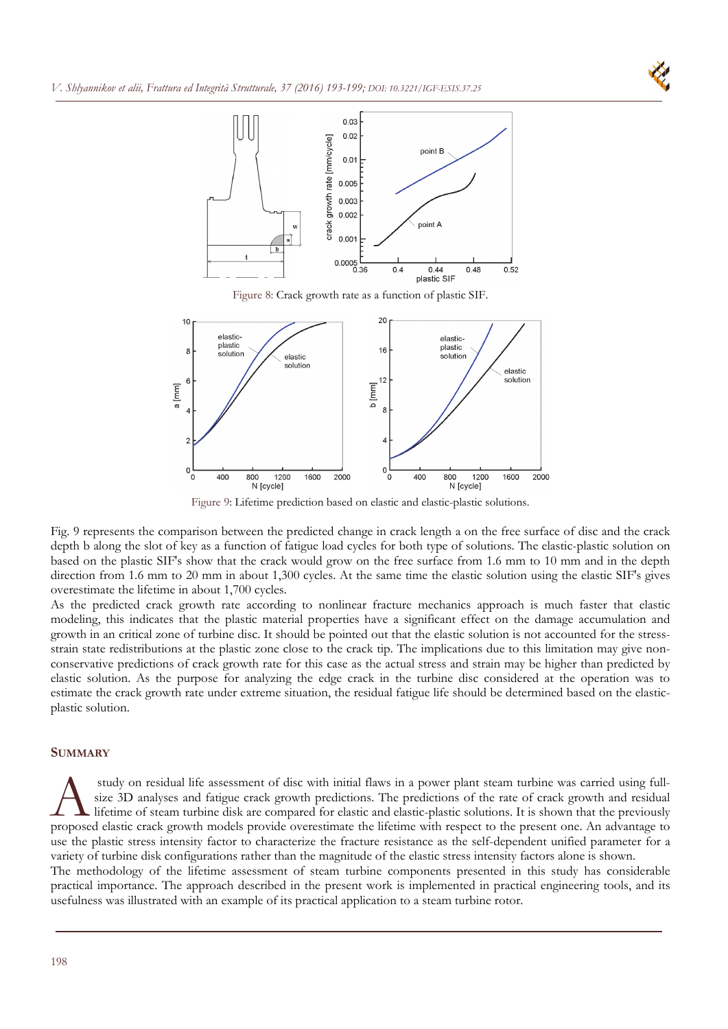Figure 8: Crack growth rate as a function of plastic SIF.

Figure 9: Lifetime prediction based on elastic and elastic-plastic solutions.

Fig. 9 represents the comparison between the predicted change in crack length a on the free surface of disc and the crack depth b along the slot of key as a function of fatigue load cycles for both type of solutions. The elastic-plastic solution on based on the plastic SIF's show that the crack would grow on the free surface from 1.6 mm to 10 mm and in the depth direction from 1.6 mm to 20 mm in about 1,300 cycles. At the same time the elastic solution using the elastic SIF's gives overestimate the lifetime in about 1,700 cycles.

As the predicted crack growth rate according to nonlinear fracture mechanics approach is much faster that elastic modeling, this indicates that the plastic material properties have a significant effect on the damage accumulation and growth in an critical zone of turbine disc. It should be pointed out that the elastic solution is not accounted for the stress-strain state redistributions at the plastic zone close to the crack tip. The implications due to this limitation may give non-conservative predictions of crack growth rate for this case as the actual stress and strain may be higher than predicted by elastic solution. As the purpose for analyzing the edge crack in the turbine disc considered at the operation was to estimate the crack growth rate under extreme situation, the residual fatigue life should be determined based on the elastic-plastic solution.

## SUMMARY

A study on residual life assessment of disc with initial flaws in a power plant steam turbine was carried using full-size 3D analyses and fatigue crack growth predictions. The predictions of the rate of crack growth and residual lifetime of steam turbine disk are compared for elastic and elastic-plastic solutions. It is shown that the previously proposed elastic crack growth models provide overestimate the lifetime with respect to the present one. An advantage to use the plastic stress intensity factor to characterize the fracture resistance as the self-dependent unified parameter for a variety of turbine disk configurations rather than the magnitude of the elastic stress intensity factors alone is shown.

The methodology of the lifetime assessment of steam turbine components presented in this study has considerable practical importance. The approach described in the present work is implemented in practical engineering tools, and its usefulness was illustrated with an example of its practical application to a steam turbine rotor.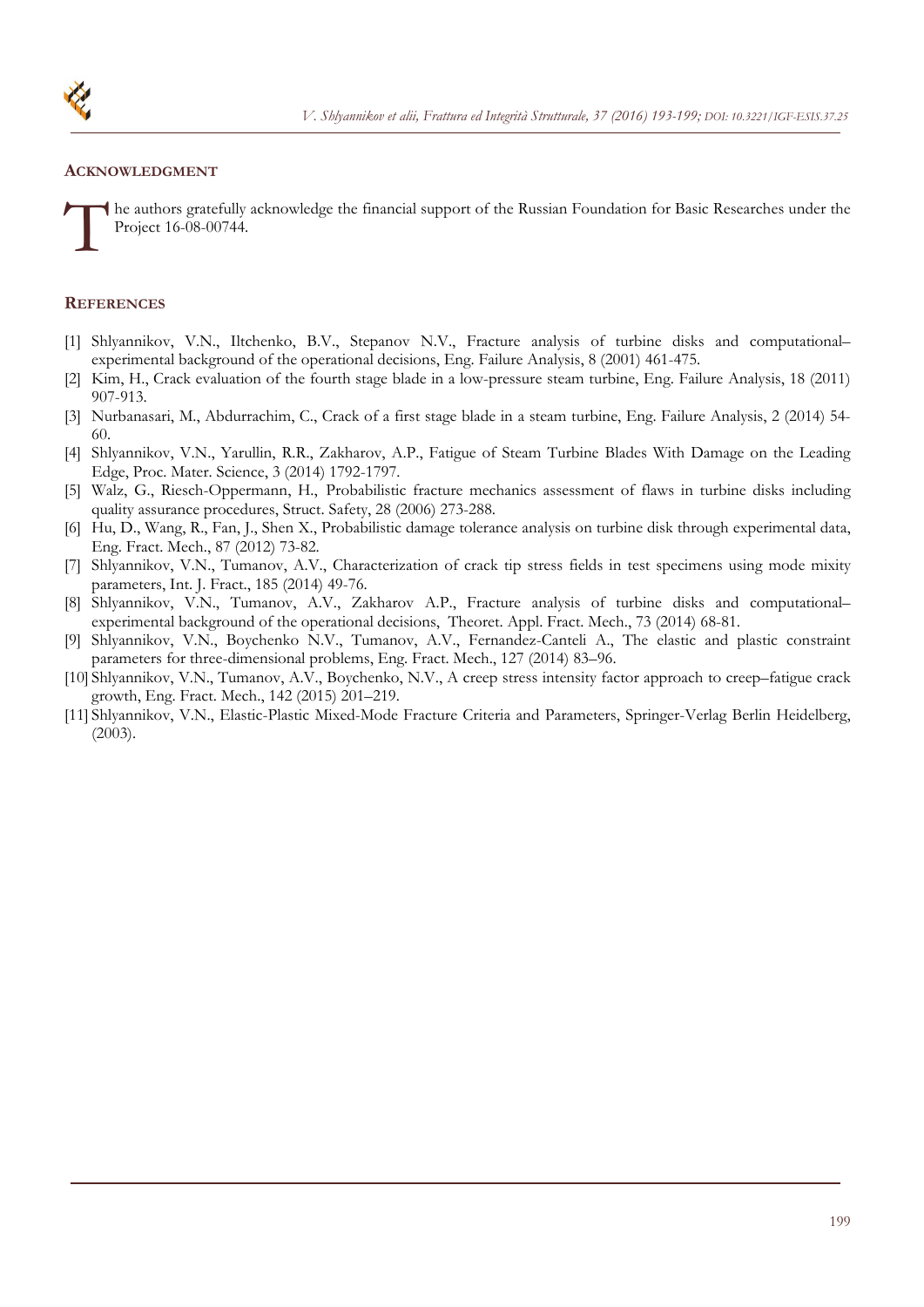## ACKNOWLEDGMENT

The authors gratefully acknowledge the financial support of the Russian Foundation for Basic Researches under the Project 16-08-00744.

## REFERENCES

[1] Shlyannikov, V.N., Iltchenko, B.V., Stepanov N.V., Fracture analysis of turbine disks and computational–experimental background of the operational decisions, Eng. Failure Analysis, 8 (2001) 461-475.

[2] Kim, H., Crack evaluation of the fourth stage blade in a low-pressure steam turbine, Eng. Failure Analysis, 18 (2011) 907-913.

[3] Nurbanasari, M., Abdurrachim, C., Crack of a first stage blade in a steam turbine, Eng. Failure Analysis, 2 (2014) 54-60.

[4] Shlyannikov, V.N., Yarullin, R.R., Zakharov, A.P., Fatigue of Steam Turbine Blades With Damage on the Leading Edge, Proc. Mater. Science, 3 (2014) 1792-1797.

[5] Walz, G., Riesch-Oppermann, H., Probabilistic fracture mechanics assessment of flaws in turbine disks including quality assurance procedures, Struct. Safety, 28 (2006) 273-288.

[6] Hu, D., Wang, R., Fan, J., Shen X., Probabilistic damage tolerance analysis on turbine disk through experimental data, Eng. Fract. Mech., 87 (2012) 73-82.

[7] Shlyannikov, V.N., Tumanov, A.V., Characterization of crack tip stress fields in test specimens using mode mixity parameters, Int. J. Fract., 185 (2014) 49-76.

[8] Shlyannikov, V.N., Tumanov, A.V., Zakharov A.P., Fracture analysis of turbine disks and computational–experimental background of the operational decisions, Theoret. Appl. Fract. Mech., 73 (2014) 68-81.

[9] Shlyannikov, V.N., Boychenko N.V., Tumanov, A.V., Fernandez-Canteli A., The elastic and plastic constraint parameters for three-dimensional problems, Eng. Fract. Mech., 127 (2014) 83–96.

[10] Shlyannikov, V.N., Tumanov, A.V., Boychenko, N.V., A creep stress intensity factor approach to creep–fatigue crack growth, Eng. Fract. Mech., 142 (2015) 201–219.

[11] Shlyannikov, V.N., Elastic-Plastic Mixed-Mode Fracture Criteria and Parameters, Springer-Verlag Berlin Heidelberg, (2003).